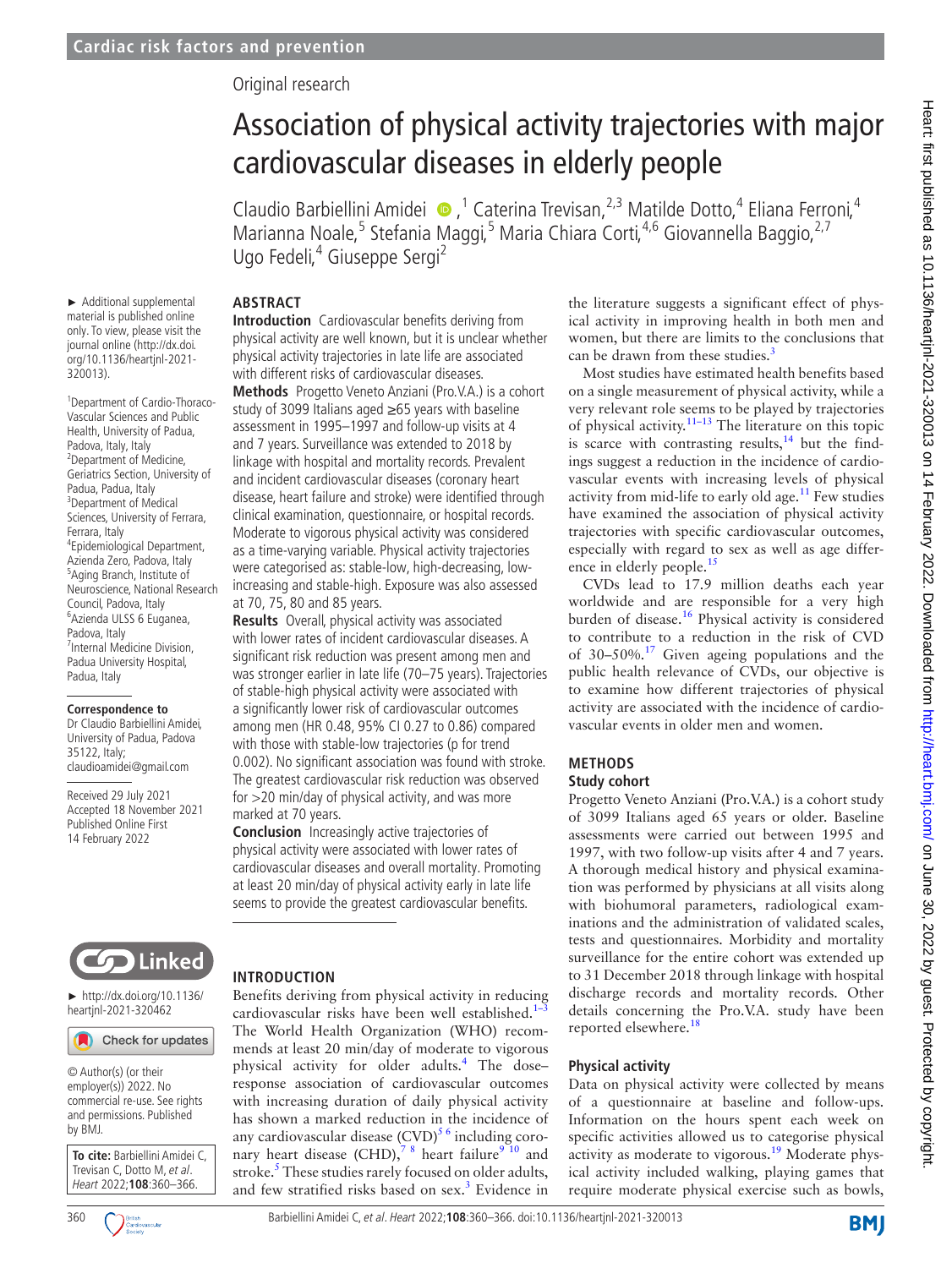Original research

# Association of physical activity trajectories with major cardiovascular diseases in elderly people

Claudio Barbiellini Amidei ,[1] Caterina Trevisan,[2,3] Matilde Dotto,[4] Eliana Ferroni,[4] Marianna Noale,[5] Stefania Maggi,[5] Maria Chiara Corti,[4,6] Giovannella Baggio,[2,7] Ugo Fedeli,[4] Giuseppe Sergi[2]

► Additional supplemental material is published online only. To view, please visit the journal online (http://dx.doi.org/10.1136/heartjnl-2021-320013).

[1]Department of Cardio-Thoraco-Vascular Sciences and Public Health, University of Padua, Padova, Italy, Italy
[2]Department of Medicine, Geriatrics Section, University of Padua, Padua, Italy
[3]Department of Medical Sciences, University of Ferrara, Ferrara, Italy
[4]Epidemiological Department, Azienda Zero, Padova, Italy
[5]Aging Branch, Institute of Neuroscience, National Research Council, Padova, Italy
[6]Azienda ULSS 6 Euganea, Padova, Italy
[7]Internal Medicine Division, Padua University Hospital, Padua, Italy

**Correspondence to**
Dr Claudio Barbiellini Amidei, University of Padua, Padova 35122, Italy; claudioamidei@gmail.com

Received 29 July 2021
Accepted 18 November 2021
Published Online First 14 February 2022

► http://dx.doi.org/10.1136/heartjnl-2021-320462

© Author(s) (or their employer(s)) 2022. No commercial re-use. See rights and permissions. Published by BMJ.

**To cite:** Barbiellini Amidei C, Trevisan C, Dotto M, *et al*. *Heart* 2022;**108**:360–366.

## ABSTRACT

**Introduction** Cardiovascular benefits deriving from physical activity are well known, but it is unclear whether physical activity trajectories in late life are associated with different risks of cardiovascular diseases.

**Methods** Progetto Veneto Anziani (Pro.V.A.) is a cohort study of 3099 Italians aged ≥65 years with baseline assessment in 1995–1997 and follow-up visits at 4 and 7 years. Surveillance was extended to 2018 by linkage with hospital and mortality records. Prevalent and incident cardiovascular diseases (coronary heart disease, heart failure and stroke) were identified through clinical examination, questionnaire, or hospital records. Moderate to vigorous physical activity was considered as a time-varying variable. Physical activity trajectories were categorised as: stable-low, high-decreasing, low-increasing and stable-high. Exposure was also assessed at 70, 75, 80 and 85 years.

**Results** Overall, physical activity was associated with lower rates of incident cardiovascular diseases. A significant risk reduction was present among men and was stronger earlier in late life (70–75 years). Trajectories of stable-high physical activity were associated with a significantly lower risk of cardiovascular outcomes among men (HR 0.48, 95% CI 0.27 to 0.86) compared with those with stable-low trajectories (p for trend 0.002). No significant association was found with stroke. The greatest cardiovascular risk reduction was observed for >20 min/day of physical activity, and was more marked at 70 years.

**Conclusion** Increasingly active trajectories of physical activity were associated with lower rates of cardiovascular diseases and overall mortality. Promoting at least 20 min/day of physical activity early in late life seems to provide the greatest cardiovascular benefits.

## INTRODUCTION

Benefits deriving from physical activity in reducing cardiovascular risks have been well established.[1–3] The World Health Organization (WHO) recommends at least 20 min/day of moderate to vigorous physical activity for older adults.[4] The dose–response association of cardiovascular outcomes with increasing duration of daily physical activity has shown a marked reduction in the incidence of any cardiovascular disease (CVD)[5,6] including coronary heart disease (CHD),[7,8] heart failure[9,10] and stroke.[5] These studies rarely focused on older adults, and few stratified risks based on sex.[3] Evidence in the literature suggests a significant effect of physical activity in improving health in both men and women, but there are limits to the conclusions that can be drawn from these studies.[3]

Most studies have estimated health benefits based on a single measurement of physical activity, while a very relevant role seems to be played by trajectories of physical activity.[11–13] The literature on this topic is scarce with contrasting results,[14] but the findings suggest a reduction in the incidence of cardiovascular events with increasing levels of physical activity from mid-life to early old age.[11] Few studies have examined the association of physical activity trajectories with specific cardiovascular outcomes, especially with regard to sex as well as age difference in elderly people.[15]

CVDs lead to 17.9 million deaths each year worldwide and are responsible for a very high burden of disease.[16] Physical activity is considered to contribute to a reduction in the risk of CVD of 30–50%.[17] Given ageing populations and the public health relevance of CVDs, our objective is to examine how different trajectories of physical activity are associated with the incidence of cardiovascular events in older men and women.

## METHODS

### Study cohort

Progetto Veneto Anziani (Pro.V.A.) is a cohort study of 3099 Italians aged 65 years or older. Baseline assessments were carried out between 1995 and 1997, with two follow-up visits after 4 and 7 years. A thorough medical history and physical examination was performed by physicians at all visits along with biohumoral parameters, radiological examinations and the administration of validated scales, tests and questionnaires. Morbidity and mortality surveillance for the entire cohort was extended up to 31 December 2018 through linkage with hospital discharge records and mortality records. Other details concerning the Pro.V.A. study have been reported elsewhere.[18]

### Physical activity

Data on physical activity were collected by means of a questionnaire at baseline and follow-ups. Information on the hours spent each week on specific activities allowed us to categorise physical activity as moderate to vigorous.[19] Moderate physical activity included walking, playing games that require moderate physical exercise such as bowls,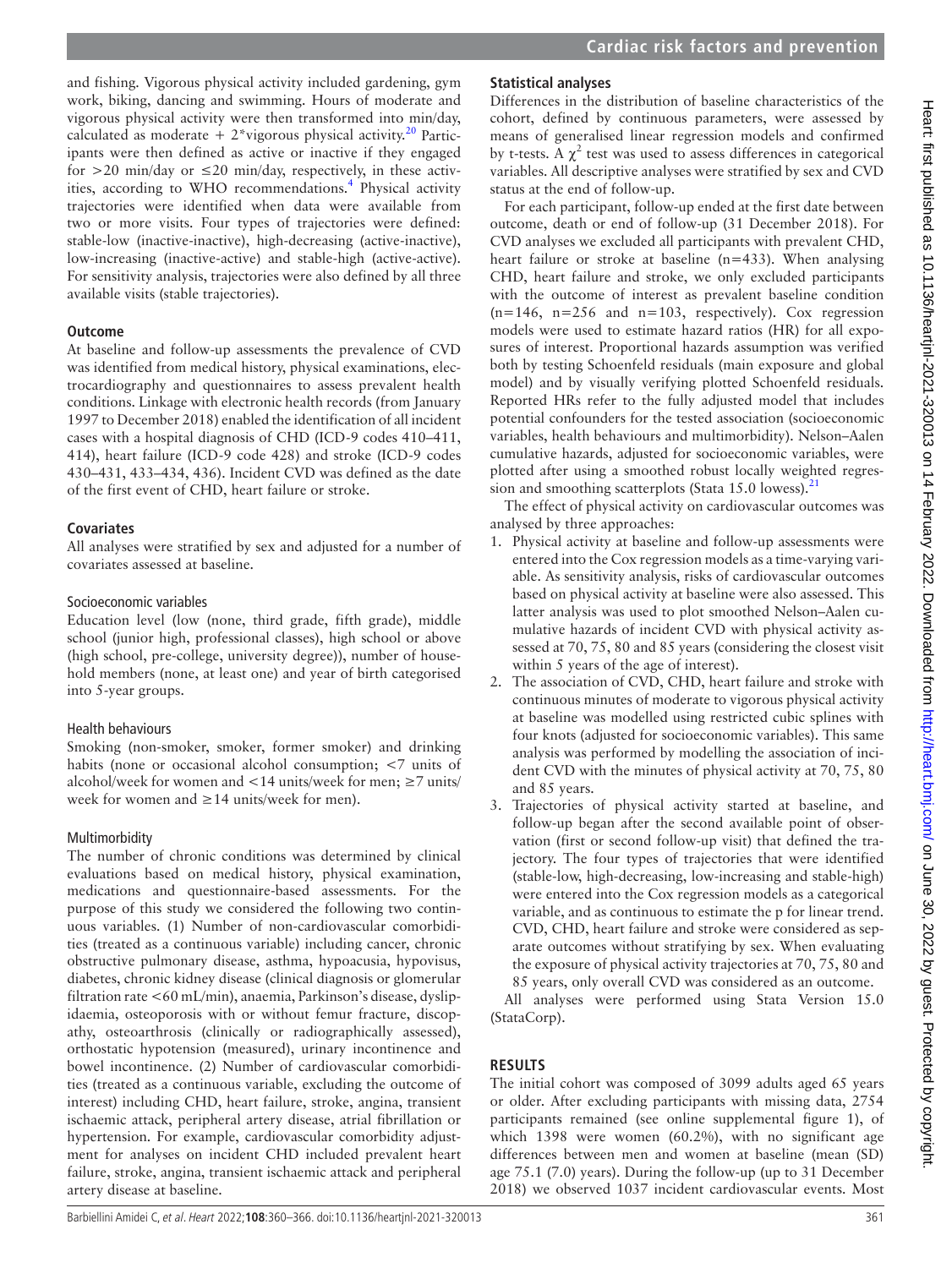and fishing. Vigorous physical activity included gardening, gym work, biking, dancing and swimming. Hours of moderate and vigorous physical activity were then transformed into min/day, calculated as moderate + 2*vigorous physical activity.[20] Participants were then defined as active or inactive if they engaged for >20 min/day or ≤20 min/day, respectively, in these activities, according to WHO recommendations.[4] Physical activity trajectories were identified when data were available from two or more visits. Four types of trajectories were defined: stable-low (inactive-inactive), high-decreasing (active-inactive), low-increasing (inactive-active) and stable-high (active-active). For sensitivity analysis, trajectories were also defined by all three available visits (stable trajectories).

### Outcome

At baseline and follow-up assessments the prevalence of CVD was identified from medical history, physical examinations, electrocardiography and questionnaires to assess prevalent health conditions. Linkage with electronic health records (from January 1997 to December 2018) enabled the identification of all incident cases with a hospital diagnosis of CHD (ICD-9 codes 410–411, 414), heart failure (ICD-9 code 428) and stroke (ICD-9 codes 430–431, 433–434, 436). Incident CVD was defined as the date of the first event of CHD, heart failure or stroke.

### Covariates

All analyses were stratified by sex and adjusted for a number of covariates assessed at baseline.

#### Socioeconomic variables

Education level (low (none, third grade, fifth grade), middle school (junior high, professional classes), high school or above (high school, pre-college, university degree)), number of household members (none, at least one) and year of birth categorised into 5-year groups.

#### Health behaviours

Smoking (non-smoker, smoker, former smoker) and drinking habits (none or occasional alcohol consumption; <7 units of alcohol/week for women and <14 units/week for men; ≥7 units/week for women and ≥14 units/week for men).

#### Multimorbidity

The number of chronic conditions was determined by clinical evaluations based on medical history, physical examination, medications and questionnaire-based assessments. For the purpose of this study we considered the following two continuous variables. (1) Number of non-cardiovascular comorbidities (treated as a continuous variable) including cancer, chronic obstructive pulmonary disease, asthma, hypoacusia, hypovisus, diabetes, chronic kidney disease (clinical diagnosis or glomerular filtration rate <60 mL/min), anaemia, Parkinson's disease, dyslipidaemia, osteoporosis with or without femur fracture, discopathy, osteoarthrosis (clinically or radiographically assessed), orthostatic hypotension (measured), urinary incontinence and bowel incontinence. (2) Number of cardiovascular comorbidities (treated as a continuous variable, excluding the outcome of interest) including CHD, heart failure, stroke, angina, transient ischaemic attack, peripheral artery disease, atrial fibrillation or hypertension. For example, cardiovascular comorbidity adjustment for analyses on incident CHD included prevalent heart failure, stroke, angina, transient ischaemic attack and peripheral artery disease at baseline.

### Statistical analyses

Differences in the distribution of baseline characteristics of the cohort, defined by continuous parameters, were assessed by means of generalised linear regression models and confirmed by t-tests. A $\chi^2$ test was used to assess differences in categorical variables. All descriptive analyses were stratified by sex and CVD status at the end of follow-up.

For each participant, follow-up ended at the first date between outcome, death or end of follow-up (31 December 2018). For CVD analyses we excluded all participants with prevalent CHD, heart failure or stroke at baseline (n=433). When analysing CHD, heart failure and stroke, we only excluded participants with the outcome of interest as prevalent baseline condition (n=146, n=256 and n=103, respectively). Cox regression models were used to estimate hazard ratios (HR) for all exposures of interest. Proportional hazards assumption was verified both by testing Schoenfeld residuals (main exposure and global model) and by visually verifying plotted Schoenfeld residuals. Reported HRs refer to the fully adjusted model that includes potential confounders for the tested association (socioeconomic variables, health behaviours and multimorbidity). Nelson–Aalen cumulative hazards, adjusted for socioeconomic variables, were plotted after using a smoothed robust locally weighted regression and smoothing scatterplots (Stata 15.0 lowess).[21]

The effect of physical activity on cardiovascular outcomes was analysed by three approaches:

1. Physical activity at baseline and follow-up assessments were entered into the Cox regression models as a time-varying variable. As sensitivity analysis, risks of cardiovascular outcomes based on physical activity at baseline were also assessed. This latter analysis was used to plot smoothed Nelson–Aalen cumulative hazards of incident CVD with physical activity assessed at 70, 75, 80 and 85 years (considering the closest visit within 5 years of the age of interest).
2. The association of CVD, CHD, heart failure and stroke with continuous minutes of moderate to vigorous physical activity at baseline was modelled using restricted cubic splines with four knots (adjusted for socioeconomic variables). This same analysis was performed by modelling the association of incident CVD with the minutes of physical activity at 70, 75, 80 and 85 years.
3. Trajectories of physical activity started at baseline, and follow-up began after the second available point of observation (first or second follow-up visit) that defined the trajectory. The four types of trajectories that were identified (stable-low, high-decreasing, low-increasing and stable-high) were entered into the Cox regression models as a categorical variable, and as continuous to estimate the p for linear trend. CVD, CHD, heart failure and stroke were considered as separate outcomes without stratifying by sex. When evaluating the exposure of physical activity trajectories at 70, 75, 80 and 85 years, only overall CVD was considered as an outcome.

All analyses were performed using Stata Version 15.0 (StataCorp).

## RESULTS

The initial cohort was composed of 3099 adults aged 65 years or older. After excluding participants with missing data, 2754 participants remained (see online supplemental figure 1), of which 1398 were women (60.2%), with no significant age differences between men and women at baseline (mean (SD) age 75.1 (7.0) years). During the follow-up (up to 31 December 2018) we observed 1037 incident cardiovascular events. Most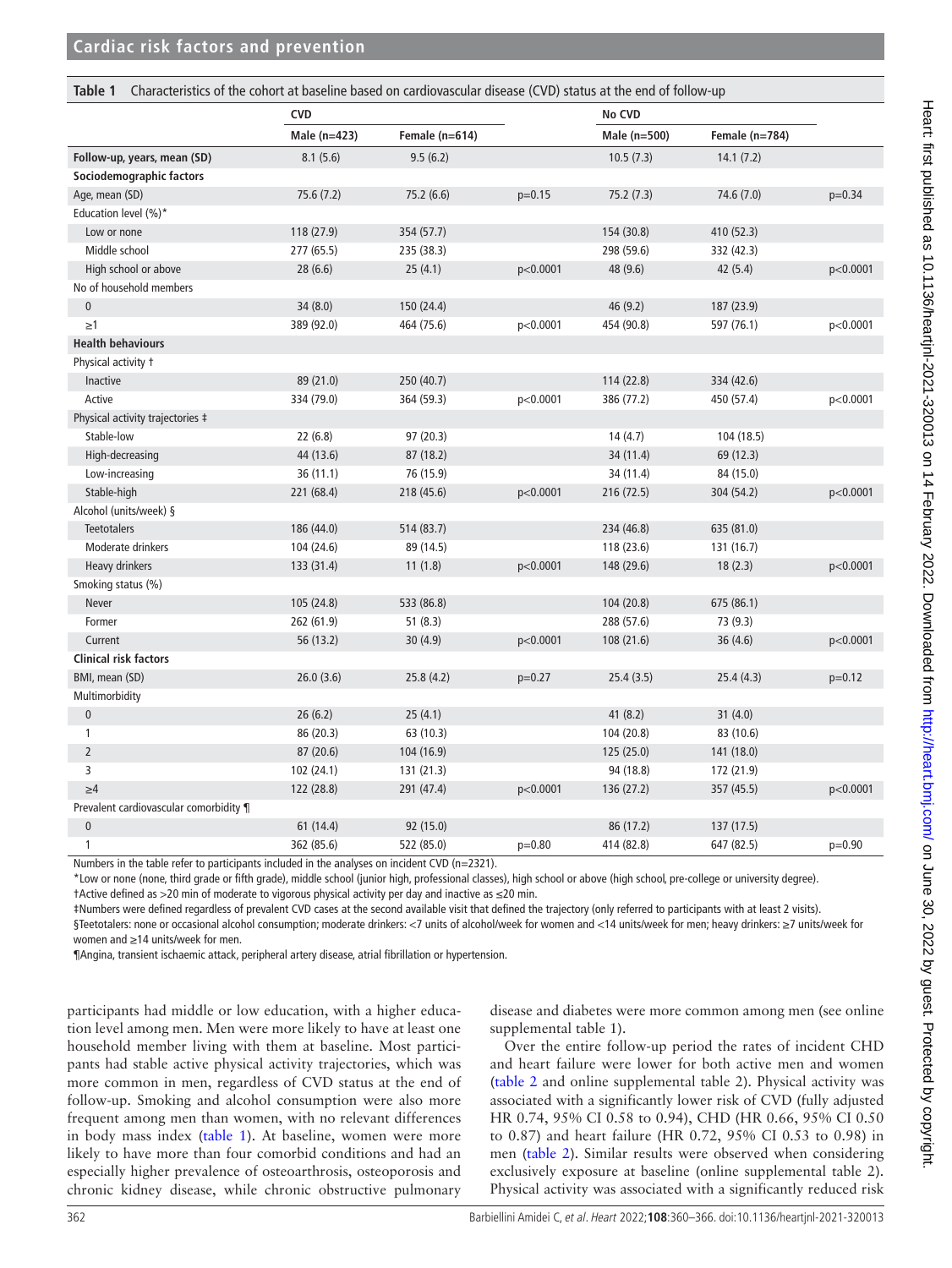**Table 1** Characteristics of the cohort at baseline based on cardiovascular disease (CVD) status at the end of follow-up

| | CVD | | | No CVD | | |
|---|---|---|---|---|---|---|
| | Male (n=423) | Female (n=614) | | Male (n=500) | Female (n=784) | |
| **Follow-up, years, mean (SD)** | 8.1 (5.6) | 9.5 (6.2) | | 10.5 (7.3) | 14.1 (7.2) | |
| **Sociodemographic factors** | | | | | | |
| Age, mean (SD) | 75.6 (7.2) | 75.2 (6.6) | p=0.15 | 75.2 (7.3) | 74.6 (7.0) | p=0.34 |
| Education level (%)* | | | | | | |
| Low or none | 118 (27.9) | 354 (57.7) | | 154 (30.8) | 410 (52.3) | |
| Middle school | 277 (65.5) | 235 (38.3) | | 298 (59.6) | 332 (42.3) | |
| High school or above | 28 (6.6) | 25 (4.1) | p<0.0001 | 48 (9.6) | 42 (5.4) | p<0.0001 |
| No of household members | | | | | | |
| 0 | 34 (8.0) | 150 (24.4) | | 46 (9.2) | 187 (23.9) | |
| ≥1 | 389 (92.0) | 464 (75.6) | p<0.0001 | 454 (90.8) | 597 (76.1) | p<0.0001 |
| **Health behaviours** | | | | | | |
| Physical activity † | | | | | | |
| Inactive | 89 (21.0) | 250 (40.7) | | 114 (22.8) | 334 (42.6) | |
| Active | 334 (79.0) | 364 (59.3) | p<0.0001 | 386 (77.2) | 450 (57.4) | p<0.0001 |
| Physical activity trajectories ‡ | | | | | | |
| Stable-low | 22 (6.8) | 97 (20.3) | | 14 (4.7) | 104 (18.5) | |
| High-decreasing | 44 (13.6) | 87 (18.2) | | 34 (11.4) | 69 (12.3) | |
| Low-increasing | 36 (11.1) | 76 (15.9) | | 34 (11.4) | 84 (15.0) | |
| Stable-high | 221 (68.4) | 218 (45.6) | p<0.0001 | 216 (72.5) | 304 (54.2) | p<0.0001 |
| Alcohol (units/week) § | | | | | | |
| Teetotalers | 186 (44.0) | 514 (83.7) | | 234 (46.8) | 635 (81.0) | |
| Moderate drinkers | 104 (24.6) | 89 (14.5) | | 118 (23.6) | 131 (16.7) | |
| Heavy drinkers | 133 (31.4) | 11 (1.8) | p<0.0001 | 148 (29.6) | 18 (2.3) | p<0.0001 |
| Smoking status (%) | | | | | | |
| Never | 105 (24.8) | 533 (86.8) | | 104 (20.8) | 675 (86.1) | |
| Former | 262 (61.9) | 51 (8.3) | | 288 (57.6) | 73 (9.3) | |
| Current | 56 (13.2) | 30 (4.9) | p<0.0001 | 108 (21.6) | 36 (4.6) | p<0.0001 |
| **Clinical risk factors** | | | | | | |
| BMI, mean (SD) | 26.0 (3.6) | 25.8 (4.2) | p=0.27 | 25.4 (3.5) | 25.4 (4.3) | p=0.12 |
| Multimorbidity | | | | | | |
| 0 | 26 (6.2) | 25 (4.1) | | 41 (8.2) | 31 (4.0) | |
| 1 | 86 (20.3) | 63 (10.3) | | 104 (20.8) | 83 (10.6) | |
| 2 | 87 (20.6) | 104 (16.9) | | 125 (25.0) | 141 (18.0) | |
| 3 | 102 (24.1) | 131 (21.3) | | 94 (18.8) | 172 (21.9) | |
| ≥4 | 122 (28.8) | 291 (47.4) | p<0.0001 | 136 (27.2) | 357 (45.5) | p<0.0001 |
| Prevalent cardiovascular comorbidity ¶ | | | | | | |
| 0 | 61 (14.4) | 92 (15.0) | | 86 (17.2) | 137 (17.5) | |
| 1 | 362 (85.6) | 522 (85.0) | p=0.80 | 414 (82.8) | 647 (82.5) | p=0.90 |

Numbers in the table refer to participants included in the analyses on incident CVD (n=2321).

*Low or none (none, third grade or fifth grade), middle school (junior high, professional classes), high school or above (high school, pre-college or university degree).

†Active defined as >20 min of moderate to vigorous physical activity per day and inactive as ≤20 min.

‡Numbers were defined regardless of prevalent CVD cases at the second available visit that defined the trajectory (only referred to participants with at least 2 visits).

§Teetotalers: none or occasional alcohol consumption; moderate drinkers: <7 units of alcohol/week for women and <14 units/week for men; heavy drinkers: ≥7 units/week for women and ≥14 units/week for men.

¶Angina, transient ischaemic attack, peripheral artery disease, atrial fibrillation or hypertension.

participants had middle or low education, with a higher education level among men. Men were more likely to have at least one household member living with them at baseline. Most participants had stable active physical activity trajectories, which was more common in men, regardless of CVD status at the end of follow-up. Smoking and alcohol consumption were also more frequent among men than women, with no relevant differences in body mass index (table 1). At baseline, women were more likely to have more than four comorbid conditions and had an especially higher prevalence of osteoarthrosis, osteoporosis and chronic kidney disease, while chronic obstructive pulmonary disease and diabetes were more common among men (see online supplemental table 1).

Over the entire follow-up period the rates of incident CHD and heart failure were lower for both active men and women (table 2 and online supplemental table 2). Physical activity was associated with a significantly lower risk of CVD (fully adjusted HR 0.74, 95% CI 0.58 to 0.94), CHD (HR 0.66, 95% CI 0.50 to 0.87) and heart failure (HR 0.72, 95% CI 0.53 to 0.98) in men (table 2). Similar results were observed when considering exclusively exposure at baseline (online supplemental table 2). Physical activity was associated with a significantly reduced risk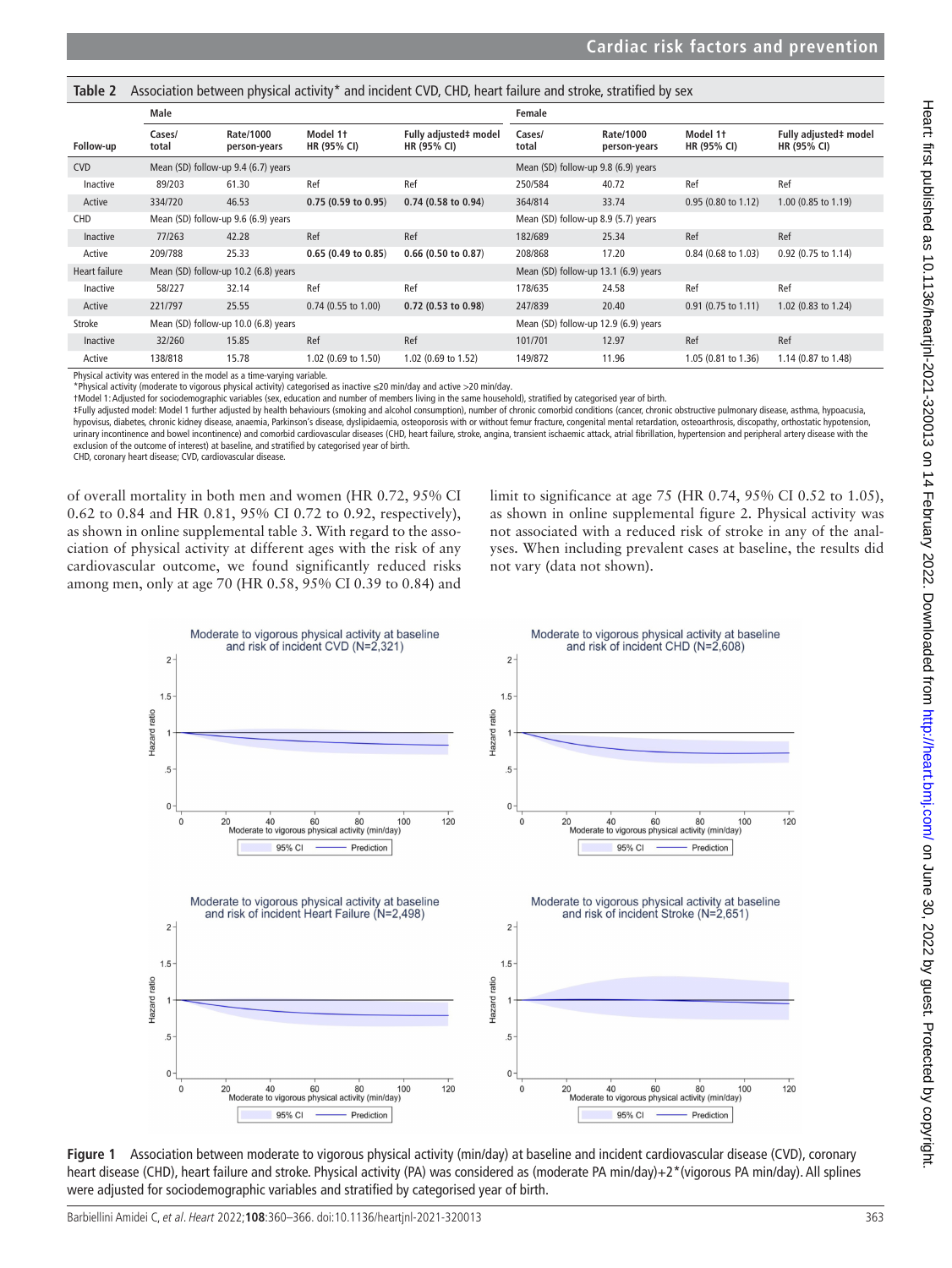**Table 2** Association between physical activity* and incident CVD, CHD, heart failure and stroke, stratified by sex

| Follow-up | Male | | | | Female | | | |
|---|---|---|---|---|---|---|---|---|
| | Cases/ total | Rate/1000 person-years | Model 1† HR (95% CI) | Fully adjusted‡ model HR (95% CI) | Cases/ total | Rate/1000 person-years | Model 1† HR (95% CI) | Fully adjusted‡ model HR (95% CI) |
| CVD | Mean (SD) follow-up 9.4 (6.7) years | | | | Mean (SD) follow-up 9.8 (6.9) years | | | |
| Inactive | 89/203 | 61.30 | Ref | Ref | 250/584 | 40.72 | Ref | Ref |
| Active | 334/720 | 46.53 | **0.75 (0.59 to 0.95)** | **0.74 (0.58 to 0.94)** | 364/814 | 33.74 | 0.95 (0.80 to 1.12) | 1.00 (0.85 to 1.19) |
| CHD | Mean (SD) follow-up 9.6 (6.9) years | | | | Mean (SD) follow-up 8.9 (5.7) years | | | |
| Inactive | 77/263 | 42.28 | Ref | Ref | 182/689 | 25.34 | Ref | Ref |
| Active | 209/788 | 25.33 | **0.65 (0.49 to 0.85)** | **0.66 (0.50 to 0.87)** | 208/868 | 17.20 | 0.84 (0.68 to 1.03) | 0.92 (0.75 to 1.14) |
| Heart failure | Mean (SD) follow-up 10.2 (6.8) years | | | | Mean (SD) follow-up 13.1 (6.9) years | | | |
| Inactive | 58/227 | 32.14 | Ref | Ref | 178/635 | 24.58 | Ref | Ref |
| Active | 221/797 | 25.55 | 0.74 (0.55 to 1.00) | **0.72 (0.53 to 0.98)** | 247/839 | 20.40 | 0.91 (0.75 to 1.11) | 1.02 (0.83 to 1.24) |
| Stroke | Mean (SD) follow-up 10.0 (6.8) years | | | | Mean (SD) follow-up 12.9 (6.9) years | | | |
| Inactive | 32/260 | 15.85 | Ref | Ref | 101/701 | 12.97 | Ref | Ref |
| Active | 138/818 | 15.78 | 1.02 (0.69 to 1.50) | 1.02 (0.69 to 1.52) | 149/872 | 11.96 | 1.05 (0.81 to 1.36) | 1.14 (0.87 to 1.48) |

Physical activity was entered in the model as a time-varying variable.
*Physical activity (moderate to vigorous physical activity) categorised as inactive ≤20 min/day and active >20 min/day.
†Model 1: Adjusted for sociodemographic variables (sex, education and number of members living in the same household), stratified by categorised year of birth.
‡Fully adjusted model: Model 1 further adjusted by health behaviours (smoking and alcohol consumption), number of chronic comorbid conditions (cancer, chronic obstructive pulmonary disease, asthma, hypoacusia, hypovisus, diabetes, chronic kidney disease, anaemia, Parkinson's disease, dyslipidaemia, osteoporosis with or without femur fracture, congenital mental retardation, osteoarthrosis, discopathy, orthostatic hypotension, urinary incontinence and bowel incontinence) and comorbid cardiovascular diseases (CHD, heart failure, stroke, angina, transient ischaemic attack, atrial fibrillation, hypertension and peripheral artery disease with the exclusion of the outcome of interest) at baseline, and stratified by categorised year of birth.
CHD, coronary heart disease; CVD, cardiovascular disease.

of overall mortality in both men and women (HR 0.72, 95% CI 0.62 to 0.84 and HR 0.81, 95% CI 0.72 to 0.92, respectively), as shown in online supplemental table 3. With regard to the association of physical activity at different ages with the risk of any cardiovascular outcome, we found significantly reduced risks among men, only at age 70 (HR 0.58, 95% CI 0.39 to 0.84) and limit to significance at age 75 (HR 0.74, 95% CI 0.52 to 1.05), as shown in online supplemental figure 2. Physical activity was not associated with a reduced risk of stroke in any of the analyses. When including prevalent cases at baseline, the results did not vary (data not shown).

**Figure 1** Association between moderate to vigorous physical activity (min/day) at baseline and incident cardiovascular disease (CVD), coronary heart disease (CHD), heart failure and stroke. Physical activity (PA) was considered as (moderate PA min/day)+2*(vigorous PA min/day). All splines were adjusted for sociodemographic variables and stratified by categorised year of birth.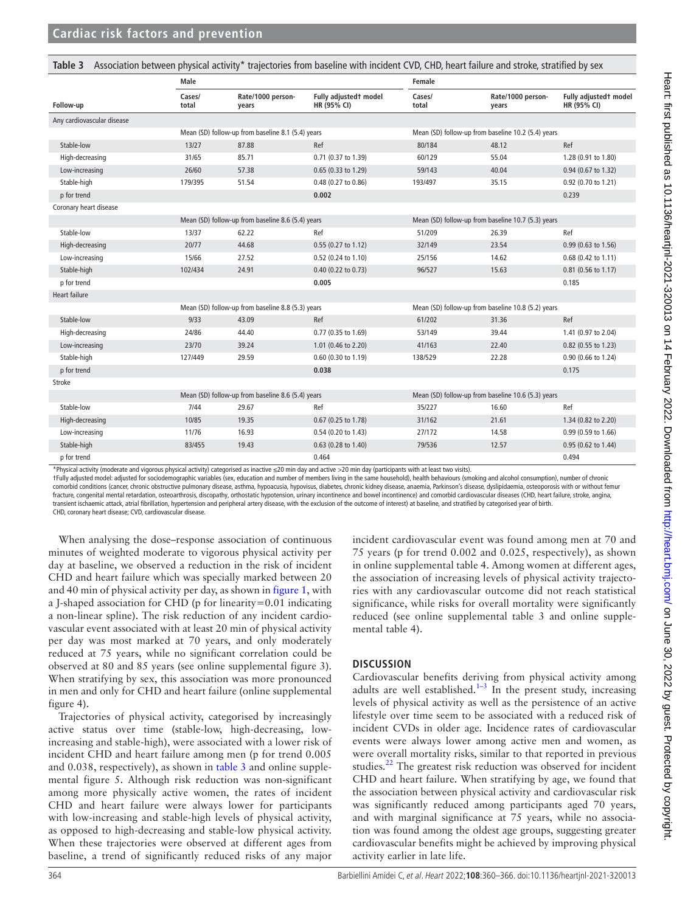**Table 3** Association between physical activity* trajectories from baseline with incident CVD, CHD, heart failure and stroke, stratified by sex

| | Male | | | Female | | |
|---|---|---|---|---|---|---|
| **Follow-up** | **Cases/ total** | **Rate/1000 person-years** | **Fully adjusted† model HR (95% CI)** | **Cases/ total** | **Rate/1000 person-years** | **Fully adjusted† model HR (95% CI)** |
| **Any cardiovascular disease** | | | | | | |
| | Mean (SD) follow-up from baseline 8.1 (5.4) years | | | Mean (SD) follow-up from baseline 10.2 (5.4) years | | |
| Stable-low | 13/27 | 87.88 | Ref | 80/184 | 48.12 | Ref |
| High-decreasing | 31/65 | 85.71 | 0.71 (0.37 to 1.39) | 60/129 | 55.04 | 1.28 (0.91 to 1.80) |
| Low-increasing | 26/60 | 57.38 | 0.65 (0.33 to 1.29) | 59/143 | 40.04 | 0.94 (0.67 to 1.32) |
| Stable-high | 179/395 | 51.54 | 0.48 (0.27 to 0.86) | 193/497 | 35.15 | 0.92 (0.70 to 1.21) |
| p for trend | | | **0.002** | | | 0.239 |
| **Coronary heart disease** | | | | | | |
| | Mean (SD) follow-up from baseline 8.6 (5.4) years | | | Mean (SD) follow-up from baseline 10.7 (5.3) years | | |
| Stable-low | 13/37 | 62.22 | Ref | 51/209 | 26.39 | Ref |
| High-decreasing | 20/77 | 44.68 | 0.55 (0.27 to 1.12) | 32/149 | 23.54 | 0.99 (0.63 to 1.56) |
| Low-increasing | 15/66 | 27.52 | 0.52 (0.24 to 1.10) | 25/156 | 14.62 | 0.68 (0.42 to 1.11) |
| Stable-high | 102/434 | 24.91 | 0.40 (0.22 to 0.73) | 96/527 | 15.63 | 0.81 (0.56 to 1.17) |
| p for trend | | | **0.005** | | | 0.185 |
| **Heart failure** | | | | | | |
| | Mean (SD) follow-up from baseline 8.8 (5.3) years | | | Mean (SD) follow-up from baseline 10.8 (5.2) years | | |
| Stable-low | 9/33 | 43.09 | Ref | 61/202 | 31.36 | Ref |
| High-decreasing | 24/86 | 44.40 | 0.77 (0.35 to 1.69) | 53/149 | 39.44 | 1.41 (0.97 to 2.04) |
| Low-increasing | 23/70 | 39.24 | 1.01 (0.46 to 2.20) | 41/163 | 22.40 | 0.82 (0.55 to 1.23) |
| Stable-high | 127/449 | 29.59 | 0.60 (0.30 to 1.19) | 138/529 | 22.28 | 0.90 (0.66 to 1.24) |
| p for trend | | | **0.038** | | | 0.175 |
| **Stroke** | | | | | | |
| | Mean (SD) follow-up from baseline 8.6 (5.4) years | | | Mean (SD) follow-up from baseline 10.6 (5.3) years | | |
| Stable-low | 7/44 | 29.67 | Ref | 35/227 | 16.60 | Ref |
| High-decreasing | 10/85 | 19.35 | 0.67 (0.25 to 1.78) | 31/162 | 21.61 | 1.34 (0.82 to 2.20) |
| Low-increasing | 11/76 | 16.93 | 0.54 (0.20 to 1.43) | 27/172 | 14.58 | 0.99 (0.59 to 1.66) |
| Stable-high | 83/455 | 19.43 | 0.63 (0.28 to 1.40) | 79/536 | 12.57 | 0.95 (0.62 to 1.44) |
| p for trend | | | 0.464 | | | 0.494 |

*Physical activity (moderate and vigorous physical activity) categorised as inactive ≤20 min day and active >20 min day (participants with at least two visits).

†Fully adjusted model: adjusted for sociodemographic variables (sex, education and number of members living in the same household), health behaviours (smoking and alcohol consumption), number of chronic comorbid conditions (cancer, chronic obstructive pulmonary disease, asthma, hypoacusia, hypovisus, diabetes, chronic kidney disease, anaemia, Parkinson's disease, dyslipidaemia, osteoporosis with or without femur fracture, congenital mental retardation, osteoarthrosis, discopathy, orthostatic hypotension, urinary incontinence and bowel incontinence) and comorbid cardiovascular diseases (CHD, heart failure, stroke, angina, transient ischaemic attack, atrial fibrillation, hypertension and peripheral artery disease, with the exclusion of the outcome of interest) at baseline, and stratified by categorised year of birth.

CHD, coronary heart disease; CVD, cardiovascular disease.

When analysing the dose–response association of continuous minutes of weighted moderate to vigorous physical activity per day at baseline, we observed a reduction in the risk of incident CHD and heart failure which was specially marked between 20 and 40 min of physical activity per day, as shown in figure 1, with a J-shaped association for CHD (p for linearity=0.01 indicating a non-linear spline). The risk reduction of any incident cardiovascular event associated with at least 20 min of physical activity per day was most marked at 70 years, and only moderately reduced at 75 years, while no significant correlation could be observed at 80 and 85 years (see online supplemental figure 3). When stratifying by sex, this association was more pronounced in men and only for CHD and heart failure (online supplemental figure 4).

Trajectories of physical activity, categorised by increasingly active status over time (stable-low, high-decreasing, low-increasing and stable-high), were associated with a lower risk of incident CHD and heart failure among men (p for trend 0.005 and 0.038, respectively), as shown in table 3 and online supplemental figure 5. Although risk reduction was non-significant among more physically active women, the rates of incident CHD and heart failure were always lower for participants with low-increasing and stable-high levels of physical activity, as opposed to high-decreasing and stable-low physical activity. When these trajectories were observed at different ages from baseline, a trend of significantly reduced risks of any major incident cardiovascular event was found among men at 70 and 75 years (p for trend 0.002 and 0.025, respectively), as shown in online supplemental table 4. Among women at different ages, the association of increasing levels of physical activity trajectories with any cardiovascular outcome did not reach statistical significance, while risks for overall mortality were significantly reduced (see online supplemental table 3 and online supplemental table 4).

## DISCUSSION

Cardiovascular benefits deriving from physical activity among adults are well established.[1–3] In the present study, increasing levels of physical activity as well as the persistence of an active lifestyle over time seem to be associated with a reduced risk of incident CVDs in older age. Incidence rates of cardiovascular events were always lower among active men and women, as were overall mortality risks, similar to that reported in previous studies.[22] The greatest risk reduction was observed for incident CHD and heart failure. When stratifying by age, we found that the association between physical activity and cardiovascular risk was significantly reduced among participants aged 70 years, and with marginal significance at 75 years, while no association was found among the oldest age groups, suggesting greater cardiovascular benefits might be achieved by improving physical activity earlier in late life.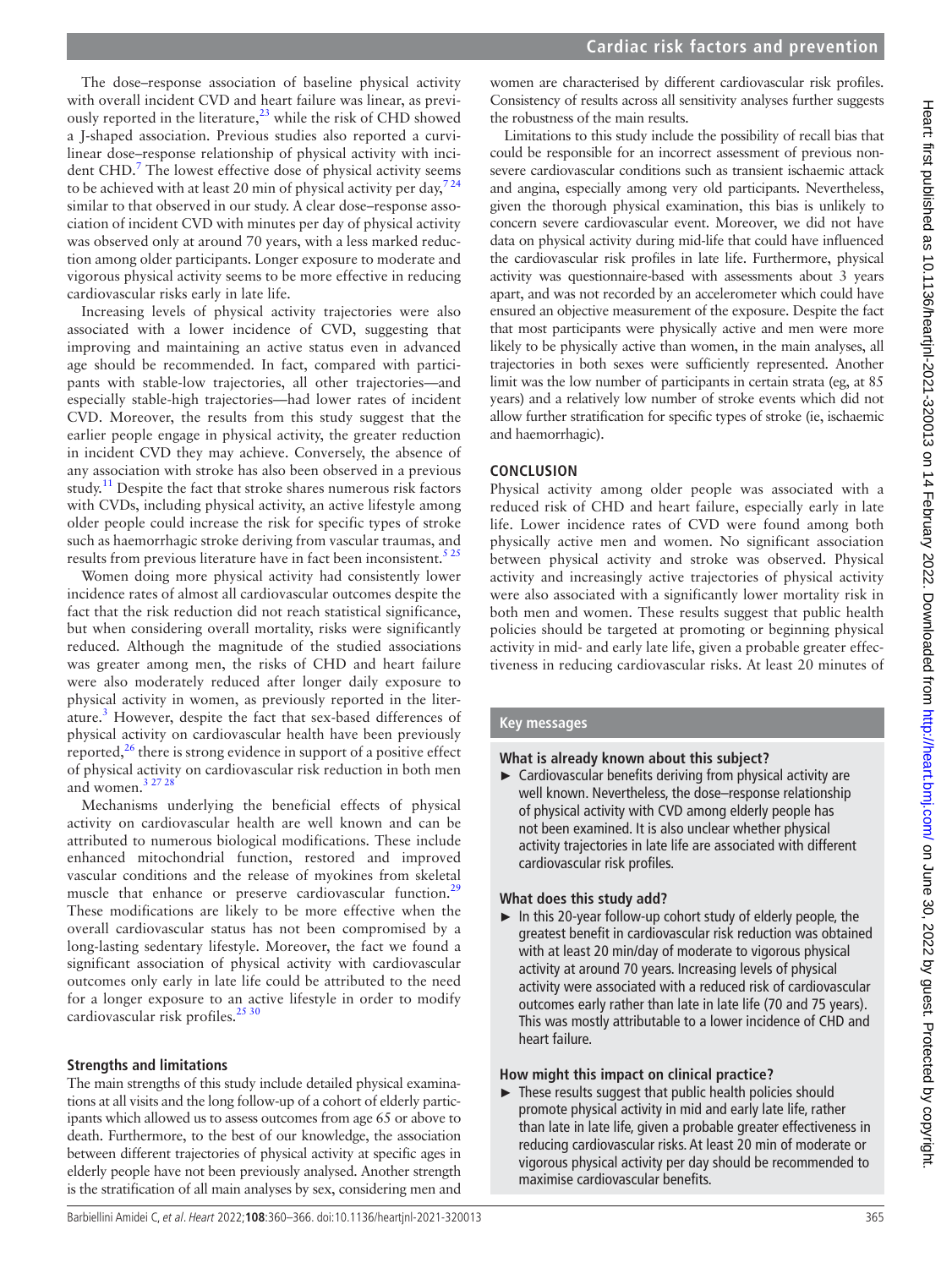The dose–response association of baseline physical activity with overall incident CVD and heart failure was linear, as previously reported in the literature,[23] while the risk of CHD showed a J-shaped association. Previous studies also reported a curvilinear dose–response relationship of physical activity with incident CHD.[7] The lowest effective dose of physical activity seems to be achieved with at least 20 min of physical activity per day,[7 24] similar to that observed in our study. A clear dose–response association of incident CVD with minutes per day of physical activity was observed only at around 70 years, with a less marked reduction among older participants. Longer exposure to moderate and vigorous physical activity seems to be more effective in reducing cardiovascular risks early in late life.

Increasing levels of physical activity trajectories were also associated with a lower incidence of CVD, suggesting that improving and maintaining an active status even in advanced age should be recommended. In fact, compared with participants with stable-low trajectories, all other trajectories—and especially stable-high trajectories—had lower rates of incident CVD. Moreover, the results from this study suggest that the earlier people engage in physical activity, the greater reduction in incident CVD they may achieve. Conversely, the absence of any association with stroke has also been observed in a previous study.[11] Despite the fact that stroke shares numerous risk factors with CVDs, including physical activity, an active lifestyle among older people could increase the risk for specific types of stroke such as haemorrhagic stroke deriving from vascular traumas, and results from previous literature have in fact been inconsistent.[5 25]

Women doing more physical activity had consistently lower incidence rates of almost all cardiovascular outcomes despite the fact that the risk reduction did not reach statistical significance, but when considering overall mortality, risks were significantly reduced. Although the magnitude of the studied associations was greater among men, the risks of CHD and heart failure were also moderately reduced after longer daily exposure to physical activity in women, as previously reported in the literature.[3] However, despite the fact that sex-based differences of physical activity on cardiovascular health have been previously reported,[26] there is strong evidence in support of a positive effect of physical activity on cardiovascular risk reduction in both men and women.[3 27 28]

Mechanisms underlying the beneficial effects of physical activity on cardiovascular health are well known and can be attributed to numerous biological modifications. These include enhanced mitochondrial function, restored and improved vascular conditions and the release of myokines from skeletal muscle that enhance or preserve cardiovascular function.[29] These modifications are likely to be more effective when the overall cardiovascular status has not been compromised by a long-lasting sedentary lifestyle. Moreover, the fact we found a significant association of physical activity with cardiovascular outcomes only early in late life could be attributed to the need for a longer exposure to an active lifestyle in order to modify cardiovascular risk profiles.[25 30]

### Strengths and limitations

The main strengths of this study include detailed physical examinations at all visits and the long follow-up of a cohort of elderly participants which allowed us to assess outcomes from age 65 or above to death. Furthermore, to the best of our knowledge, the association between different trajectories of physical activity at specific ages in elderly people have not been previously analysed. Another strength is the stratification of all main analyses by sex, considering men and women are characterised by different cardiovascular risk profiles. Consistency of results across all sensitivity analyses further suggests the robustness of the main results.

Limitations to this study include the possibility of recall bias that could be responsible for an incorrect assessment of previous non-severe cardiovascular conditions such as transient ischaemic attack and angina, especially among very old participants. Nevertheless, given the thorough physical examination, this bias is unlikely to concern severe cardiovascular event. Moreover, we did not have data on physical activity during mid-life that could have influenced the cardiovascular risk profiles in late life. Furthermore, physical activity was questionnaire-based with assessments about 3 years apart, and was not recorded by an accelerometer which could have ensured an objective measurement of the exposure. Despite the fact that most participants were physically active and men were more likely to be physically active than women, in the main analyses, all trajectories in both sexes were sufficiently represented. Another limit was the low number of participants in certain strata (eg, at 85 years) and a relatively low number of stroke events which did not allow further stratification for specific types of stroke (ie, ischaemic and haemorrhagic).

## CONCLUSION

Physical activity among older people was associated with a reduced risk of CHD and heart failure, especially early in late life. Lower incidence rates of CVD were found among both physically active men and women. No significant association between physical activity and stroke was observed. Physical activity and increasingly active trajectories of physical activity were also associated with a significantly lower mortality risk in both men and women. These results suggest that public health policies should be targeted at promoting or beginning physical activity in mid- and early late life, given a probable greater effectiveness in reducing cardiovascular risks. At least 20 minutes of

### Key messages

**What is already known about this subject?**

- Cardiovascular benefits deriving from physical activity are well known. Nevertheless, the dose–response relationship of physical activity with CVD among elderly people has not been examined. It is also unclear whether physical activity trajectories in late life are associated with different cardiovascular risk profiles.

**What does this study add?**

- In this 20-year follow-up cohort study of elderly people, the greatest benefit in cardiovascular risk reduction was obtained with at least 20 min/day of moderate to vigorous physical activity at around 70 years. Increasing levels of physical activity were associated with a reduced risk of cardiovascular outcomes early rather than late in late life (70 and 75 years). This was mostly attributable to a lower incidence of CHD and heart failure.

**How might this impact on clinical practice?**

- These results suggest that public health policies should promote physical activity in mid and early late life, rather than late in late life, given a probable greater effectiveness in reducing cardiovascular risks. At least 20 min of moderate or vigorous physical activity per day should be recommended to maximise cardiovascular benefits.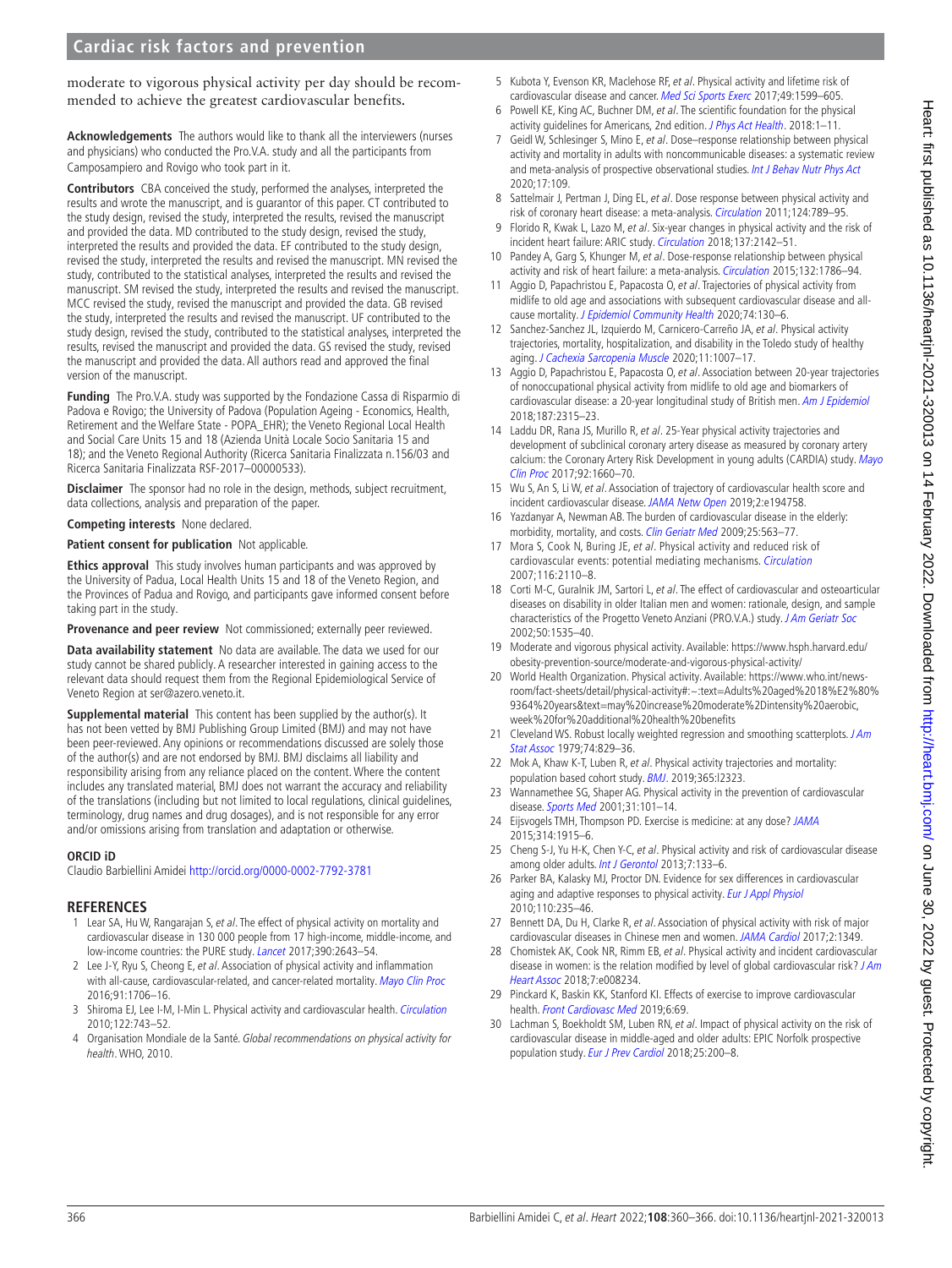moderate to vigorous physical activity per day should be recommended to achieve the greatest cardiovascular benefits.

**Acknowledgements** The authors would like to thank all the interviewers (nurses and physicians) who conducted the Pro.V.A. study and all the participants from Camposampiero and Rovigo who took part in it.

**Contributors** CBA conceived the study, performed the analyses, interpreted the results and wrote the manuscript, and is guarantor of this paper. CT contributed to the study design, revised the study, interpreted the results, revised the manuscript and provided the data. MD contributed to the study design, revised the study, interpreted the results and provided the data. EF contributed to the study design, revised the study, interpreted the results and revised the manuscript. MN revised the study, contributed to the statistical analyses, interpreted the results and revised the manuscript. SM revised the study, interpreted the results and revised the manuscript. MCC revised the study, revised the manuscript and provided the data. GB revised the study, interpreted the results and revised the manuscript. UF contributed to the study design, revised the study, contributed to the statistical analyses, interpreted the results, revised the manuscript and provided the data. GS revised the study, revised the manuscript and provided the data. All authors read and approved the final version of the manuscript.

**Funding** The Pro.V.A. study was supported by the Fondazione Cassa di Risparmio di Padova e Rovigo; the University of Padova (Population Ageing - Economics, Health, Retirement and the Welfare State - POPA_EHR); the Veneto Regional Local Health and Social Care Units 15 and 18 (Azienda Unità Locale Socio Sanitaria 15 and 18); and the Veneto Regional Authority (Ricerca Sanitaria Finalizzata n.156/03 and Ricerca Sanitaria Finalizzata RSF-2017–00000533).

**Disclaimer** The sponsor had no role in the design, methods, subject recruitment, data collections, analysis and preparation of the paper.

**Competing interests** None declared.

**Patient consent for publication** Not applicable.

**Ethics approval** This study involves human participants and was approved by the University of Padua, Local Health Units 15 and 18 of the Veneto Region, and the Provinces of Padova and Rovigo, and participants gave informed consent before taking part in the study.

**Provenance and peer review** Not commissioned; externally peer reviewed.

**Data availability statement** No data are available. The data we used for our study cannot be shared publicly. A researcher interested in gaining access to the relevant data should request them from the Regional Epidemiological Service of Veneto Region at ser@azero.veneto.it.

**Supplemental material** This content has been supplied by the author(s). It has not been vetted by BMJ Publishing Group Limited (BMJ) and may not have been peer-reviewed. Any opinions or recommendations discussed are solely those of the author(s) and are not endorsed by BMJ. BMJ disclaims all liability and responsibility arising from any reliance placed on the content. Where the content includes any translated material, BMJ does not warrant the accuracy and reliability of the translations (including but not limited to local regulations, clinical guidelines, terminology, drug names and drug dosages), and is not responsible for any error and/or omissions arising from translation and adaptation or otherwise.

### ORCID iD

Claudio Barbiellini Amidei http://orcid.org/0000-0002-7792-3781

## REFERENCES

1. Lear SA, Hu W, Rangarajan S, *et al*. The effect of physical activity on mortality and cardiovascular disease in 130 000 people from 17 high-income, middle-income, and low-income countries: the PURE study. *Lancet* 2017;390:2643–54.
2. Lee J-Y, Ryu S, Cheong E, *et al*. Association of physical activity and inflammation with all-cause, cardiovascular-related, and cancer-related mortality. *Mayo Clin Proc* 2016;91:1706–16.
3. Shiroma EJ, Lee I-M, I-Min L. Physical activity and cardiovascular health. *Circulation* 2010;122:743–52.
4. Organisation Mondiale de la Santé. *Global recommendations on physical activity for health*. WHO, 2010.
5. Kubota Y, Evenson KR, Maclehose RF, *et al*. Physical activity and lifetime risk of cardiovascular disease and cancer. *Med Sci Sports Exerc* 2017;49:1599–605.
6. Powell KE, King AC, Buchner DM, *et al*. The scientific foundation for the physical activity guidelines for Americans, 2nd edition. *J Phys Act Health*. 2018:1–11.
7. Geidl W, Schlesinger S, Mino E, *et al*. Dose–response relationship between physical activity and mortality in adults with noncommunicable diseases: a systematic review and meta-analysis of prospective observational studies. *Int J Behav Nutr Phys Act* 2020;17:109.
8. Sattelmair J, Pertman J, Ding EL, *et al*. Dose response between physical activity and risk of coronary heart disease: a meta-analysis. *Circulation* 2011;124:789–95.
9. Florido R, Kwak L, Lazo M, *et al*. Six-year changes in physical activity and the risk of incident heart failure: ARIC study. *Circulation* 2018;137:2142–51.
10. Pandey A, Garg S, Khunger M, *et al*. Dose-response relationship between physical activity and risk of heart failure: a meta-analysis. *Circulation* 2015;132:1786–94.
11. Aggio D, Papachristou E, Papacosta O, *et al*. Trajectories of physical activity from midlife to old age and associations with subsequent cardiovascular disease and all-cause mortality. *J Epidemiol Community Health* 2020;74:130–6.
12. Sanchez-Sanchez JL, Izquierdo M, Carnicero-Carreño JA, *et al*. Physical activity trajectories, mortality, hospitalization, and disability in the Toledo study of healthy aging. *J Cachexia Sarcopenia Muscle* 2020;11:1007–17.
13. Aggio D, Papachristou E, Papacosta O, *et al*. Association between 20-year trajectories of nonoccupational physical activity from midlife to old age and biomarkers of cardiovascular disease: a 20-year longitudinal study of British men. *Am J Epidemiol* 2018;187:2315–23.
14. Laddu DR, Rana JS, Murillo R, *et al*. 25-Year physical activity trajectories and development of subclinical coronary artery disease as measured by coronary artery calcium: the Coronary Artery Risk Development in young adults (CARDIA) study. *Mayo Clin Proc* 2017;92:1660–70.
15. Wu S, An S, Li W, *et al*. Association of trajectory of cardiovascular health score and incident cardiovascular disease. *JAMA Netw Open* 2019;2:e194758.
16. Yazdanyar A, Newman AB. The burden of cardiovascular disease in the elderly: morbidity, mortality, and costs. *Clin Geriatr Med* 2009;25:563–77.
17. Mora S, Cook N, Buring JE, *et al*. Physical activity and reduced risk of cardiovascular events: potential mediating mechanisms. *Circulation* 2007;116:2110–8.
18. Corti M-C, Guralnik JM, Sartori L, *et al*. The effect of cardiovascular and osteoarticular diseases on disability in older Italian men and women: rationale, design, and sample characteristics of the Progetto Veneto Anziani (PRO.V.A.) study. *J Am Geriatr Soc* 2002;50:1535–40.
19. Moderate and vigorous physical activity. Available: https://www.hsph.harvard.edu/obesity-prevention-source/moderate-and-vigorous-physical-activity/
20. World Health Organization. Physical activity. Available: https://www.who.int/news-room/fact-sheets/detail/physical-activity#:~:text=Adults%20aged%2018%E2%80%9364%20years&text=may%20increase%20moderate%2Dintensity%20aerobic,week%20for%20additional%20health%20benefits
21. Cleveland WS. Robust locally weighted regression and smoothing scatterplots. *J Am Stat Assoc* 1979;74:829–36.
22. Mok A, Khaw K-T, Luben R, *et al*. Physical activity trajectories and mortality: population based cohort study. *BMJ*. 2019;365:l2323.
23. Wannamethee SG, Shaper AG. Physical activity in the prevention of cardiovascular disease. *Sports Med* 2001;31:101–14.
24. Eijsvogels TMH, Thompson PD. Exercise is medicine: at any dose? *JAMA* 2015;314:1915–6.
25. Cheng S-J, Yu H-K, Chen Y-C, *et al*. Physical activity and risk of cardiovascular disease among older adults. *Int J Gerontol* 2013;7:133–6.
26. Parker BA, Kalasky MJ, Proctor DN. Evidence for sex differences in cardiovascular aging and adaptive responses to physical activity. *Eur J Appl Physiol* 2010;110:235–46.
27. Bennett DA, Du H, Clarke R, *et al*. Association of physical activity with risk of major cardiovascular diseases in Chinese men and women. *JAMA Cardiol* 2017;2:1349.
28. Chomistek AK, Cook NR, Rimm EB, *et al*. Physical activity and incident cardiovascular disease in women: is the relation modified by level of global cardiovascular risk? *J Am Heart Assoc* 2018;7:e008234.
29. Pinckard K, Baskin KK, Stanford KI. Effects of exercise to improve cardiovascular health. *Front Cardiovasc Med* 2019;6:69.
30. Lachman S, Boekholdt SM, Luben RN, *et al*. Impact of physical activity on the risk of cardiovascular disease in middle-aged and older adults: EPIC Norfolk prospective population study. *Eur J Prev Cardiol* 2018;25:200–8.